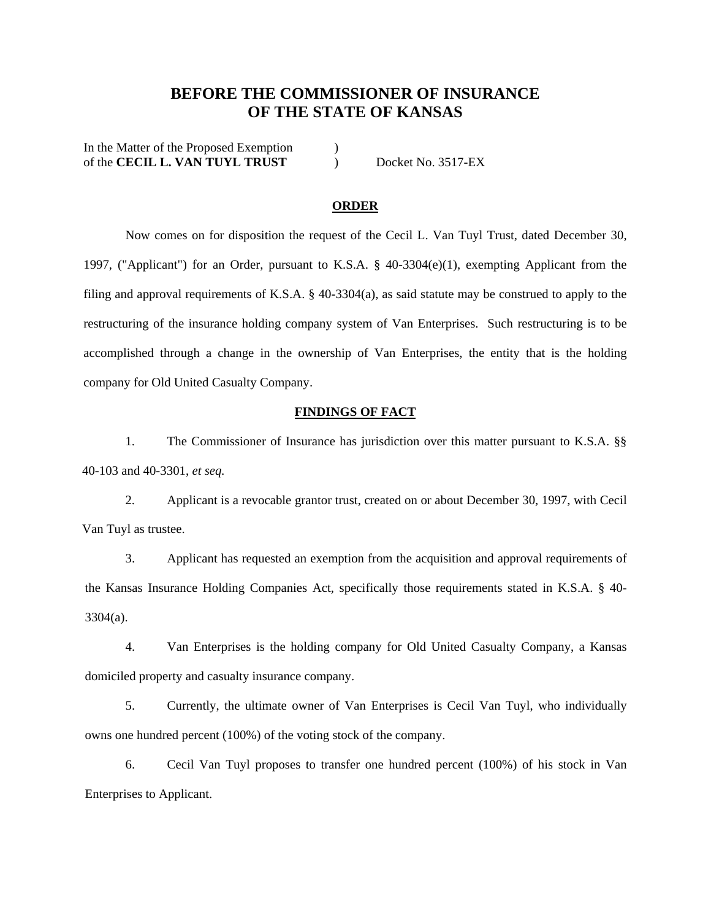# BEFORE THE COMMISSIONER OF INSURANCE
# OF THE STATE OF KANSAS

In the Matter of the Proposed Exemption )
of the **CECIL L. VAN TUYL TRUST** ) Docket No. 3517-EX

## ORDER

Now comes on for disposition the request of the Cecil L. Van Tuyl Trust, dated December 30, 1997, ("Applicant") for an Order, pursuant to K.S.A. § 40-3304(e)(1), exempting Applicant from the filing and approval requirements of K.S.A. § 40-3304(a), as said statute may be construed to apply to the restructuring of the insurance holding company system of Van Enterprises. Such restructuring is to be accomplished through a change in the ownership of Van Enterprises, the entity that is the holding company for Old United Casualty Company.

## FINDINGS OF FACT

1. The Commissioner of Insurance has jurisdiction over this matter pursuant to K.S.A. §§ 40-103 and 40-3301, *et seq.*

2. Applicant is a revocable grantor trust, created on or about December 30, 1997, with Cecil Van Tuyl as trustee.

3. Applicant has requested an exemption from the acquisition and approval requirements of the Kansas Insurance Holding Companies Act, specifically those requirements stated in K.S.A. § 40-3304(a).

4. Van Enterprises is the holding company for Old United Casualty Company, a Kansas domiciled property and casualty insurance company.

5. Currently, the ultimate owner of Van Enterprises is Cecil Van Tuyl, who individually owns one hundred percent (100%) of the voting stock of the company.

6. Cecil Van Tuyl proposes to transfer one hundred percent (100%) of his stock in Van Enterprises to Applicant.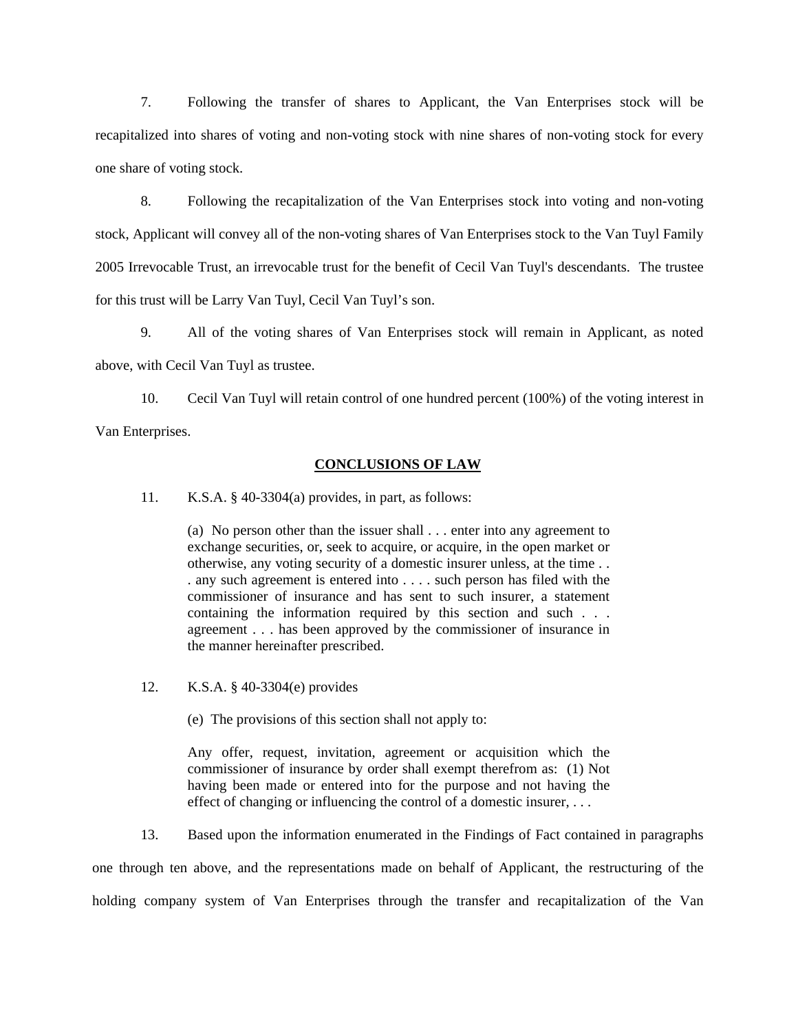7. Following the transfer of shares to Applicant, the Van Enterprises stock will be recapitalized into shares of voting and non-voting stock with nine shares of non-voting stock for every one share of voting stock.

8. Following the recapitalization of the Van Enterprises stock into voting and non-voting stock, Applicant will convey all of the non-voting shares of Van Enterprises stock to the Van Tuyl Family 2005 Irrevocable Trust, an irrevocable trust for the benefit of Cecil Van Tuyl's descendants. The trustee for this trust will be Larry Van Tuyl, Cecil Van Tuyl's son.

9. All of the voting shares of Van Enterprises stock will remain in Applicant, as noted above, with Cecil Van Tuyl as trustee.

10. Cecil Van Tuyl will retain control of one hundred percent (100%) of the voting interest in Van Enterprises.

## CONCLUSIONS OF LAW

11. K.S.A. § 40-3304(a) provides, in part, as follows:

> (a) No person other than the issuer shall . . . enter into any agreement to exchange securities, or, seek to acquire, or acquire, in the open market or otherwise, any voting security of a domestic insurer unless, at the time . . . any such agreement is entered into . . . . such person has filed with the commissioner of insurance and has sent to such insurer, a statement containing the information required by this section and such . . . agreement . . . has been approved by the commissioner of insurance in the manner hereinafter prescribed.

12. K.S.A. § 40-3304(e) provides

> (e) The provisions of this section shall not apply to:
>
> Any offer, request, invitation, agreement or acquisition which the commissioner of insurance by order shall exempt therefrom as: (1) Not having been made or entered into for the purpose and not having the effect of changing or influencing the control of a domestic insurer, . . .

13. Based upon the information enumerated in the Findings of Fact contained in paragraphs one through ten above, and the representations made on behalf of Applicant, the restructuring of the holding company system of Van Enterprises through the transfer and recapitalization of the Van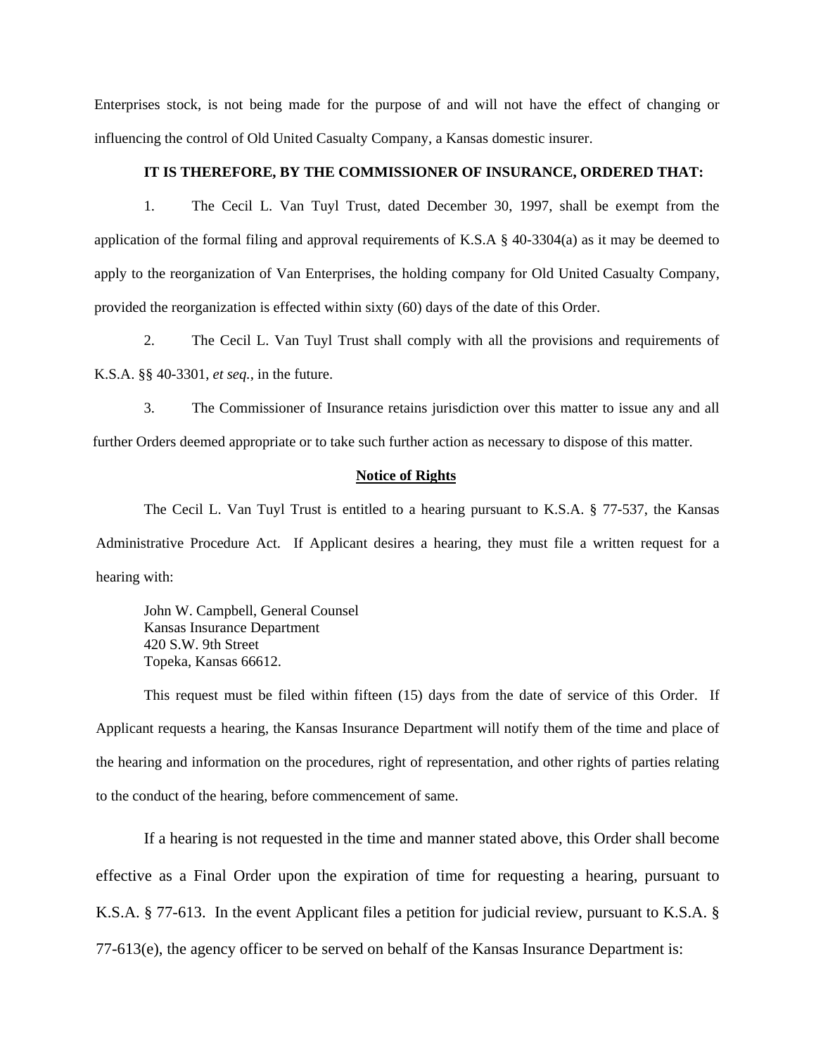Enterprises stock, is not being made for the purpose of and will not have the effect of changing or influencing the control of Old United Casualty Company, a Kansas domestic insurer.

**IT IS THEREFORE, BY THE COMMISSIONER OF INSURANCE, ORDERED THAT:**

1. The Cecil L. Van Tuyl Trust, dated December 30, 1997, shall be exempt from the application of the formal filing and approval requirements of K.S.A § 40-3304(a) as it may be deemed to apply to the reorganization of Van Enterprises, the holding company for Old United Casualty Company, provided the reorganization is effected within sixty (60) days of the date of this Order.

2. The Cecil L. Van Tuyl Trust shall comply with all the provisions and requirements of K.S.A. §§ 40-3301, *et seq.*, in the future.

3. The Commissioner of Insurance retains jurisdiction over this matter to issue any and all further Orders deemed appropriate or to take such further action as necessary to dispose of this matter.

**Notice of Rights**

The Cecil L. Van Tuyl Trust is entitled to a hearing pursuant to K.S.A. § 77-537, the Kansas Administrative Procedure Act. If Applicant desires a hearing, they must file a written request for a hearing with:

John W. Campbell, General Counsel
Kansas Insurance Department
420 S.W. 9th Street
Topeka, Kansas 66612.

This request must be filed within fifteen (15) days from the date of service of this Order. If Applicant requests a hearing, the Kansas Insurance Department will notify them of the time and place of the hearing and information on the procedures, right of representation, and other rights of parties relating to the conduct of the hearing, before commencement of same.

If a hearing is not requested in the time and manner stated above, this Order shall become effective as a Final Order upon the expiration of time for requesting a hearing, pursuant to K.S.A. § 77-613. In the event Applicant files a petition for judicial review, pursuant to K.S.A. § 77-613(e), the agency officer to be served on behalf of the Kansas Insurance Department is: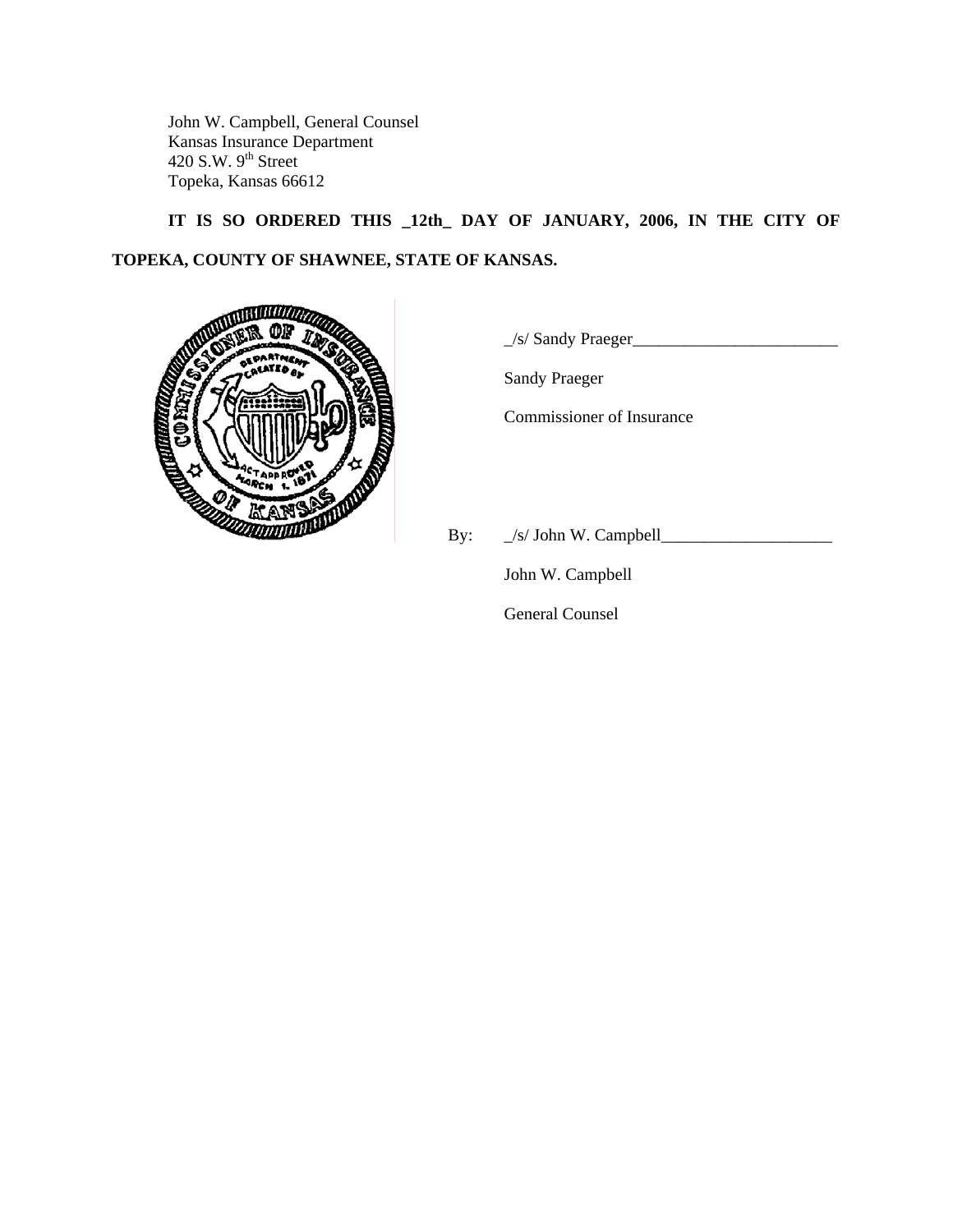John W. Campbell, General Counsel
Kansas Insurance Department
420 S.W. 9th Street
Topeka, Kansas 66612

**IT IS SO ORDERED THIS _12th_ DAY OF JANUARY, 2006, IN THE CITY OF TOPEKA, COUNTY OF SHAWNEE, STATE OF KANSAS.**

_/s/ Sandy Praeger________________________

Sandy Praeger

Commissioner of Insurance

By: _/s/ John W. Campbell____________________

John W. Campbell

General Counsel